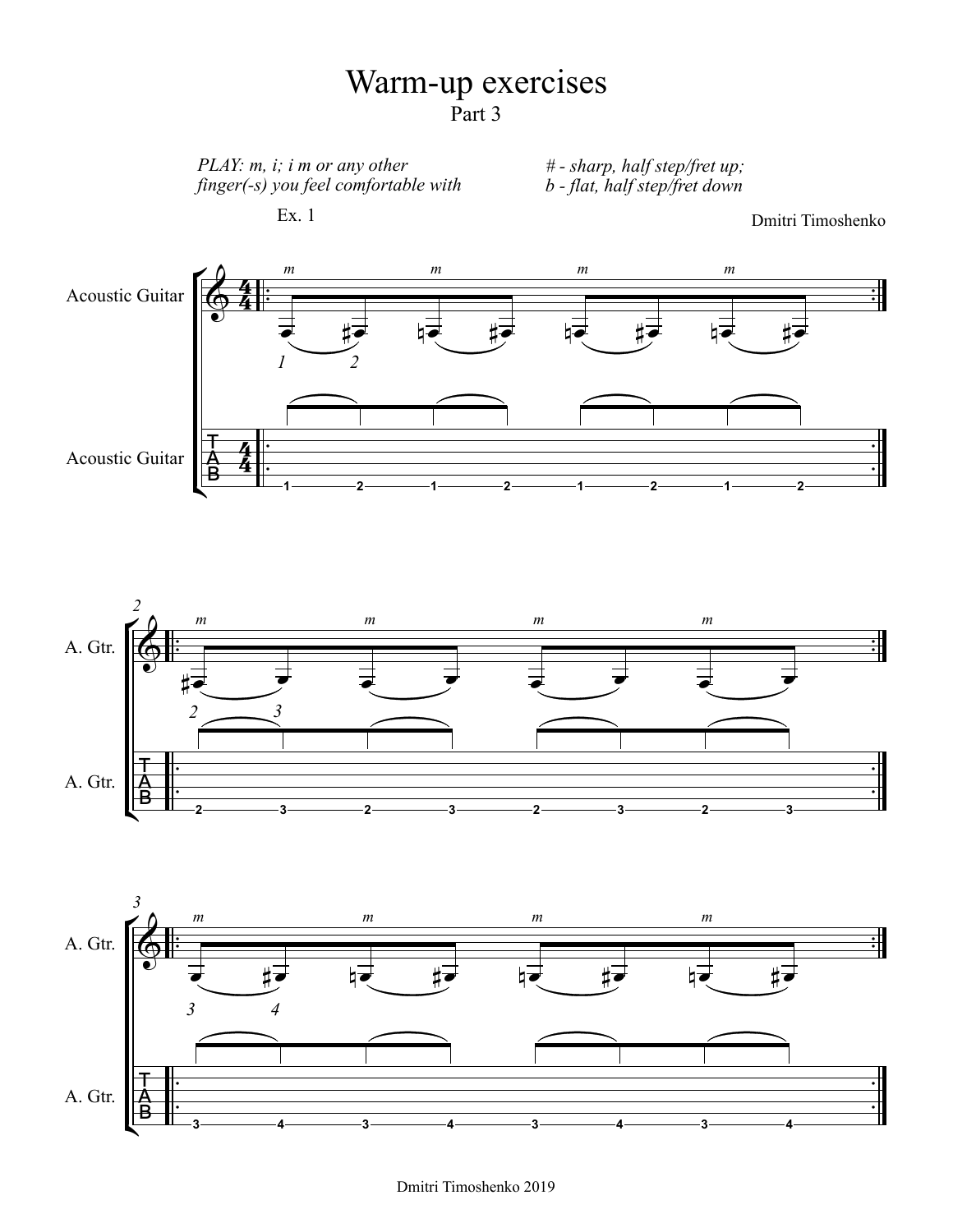# Warm-up exercises

## Part 3

*PLAY: m, i; i m or any other finger(-s) you feel comfortable with*

*# - sharp, half step/fret up;*
*b - flat, half step/fret down*

Ex. 1

Dmitri Timoshenko

Acoustic Guitar

Acoustic Guitar

A. Gtr.

A. Gtr.

A. Gtr.

A. Gtr.

Dmitri Timoshenko 2019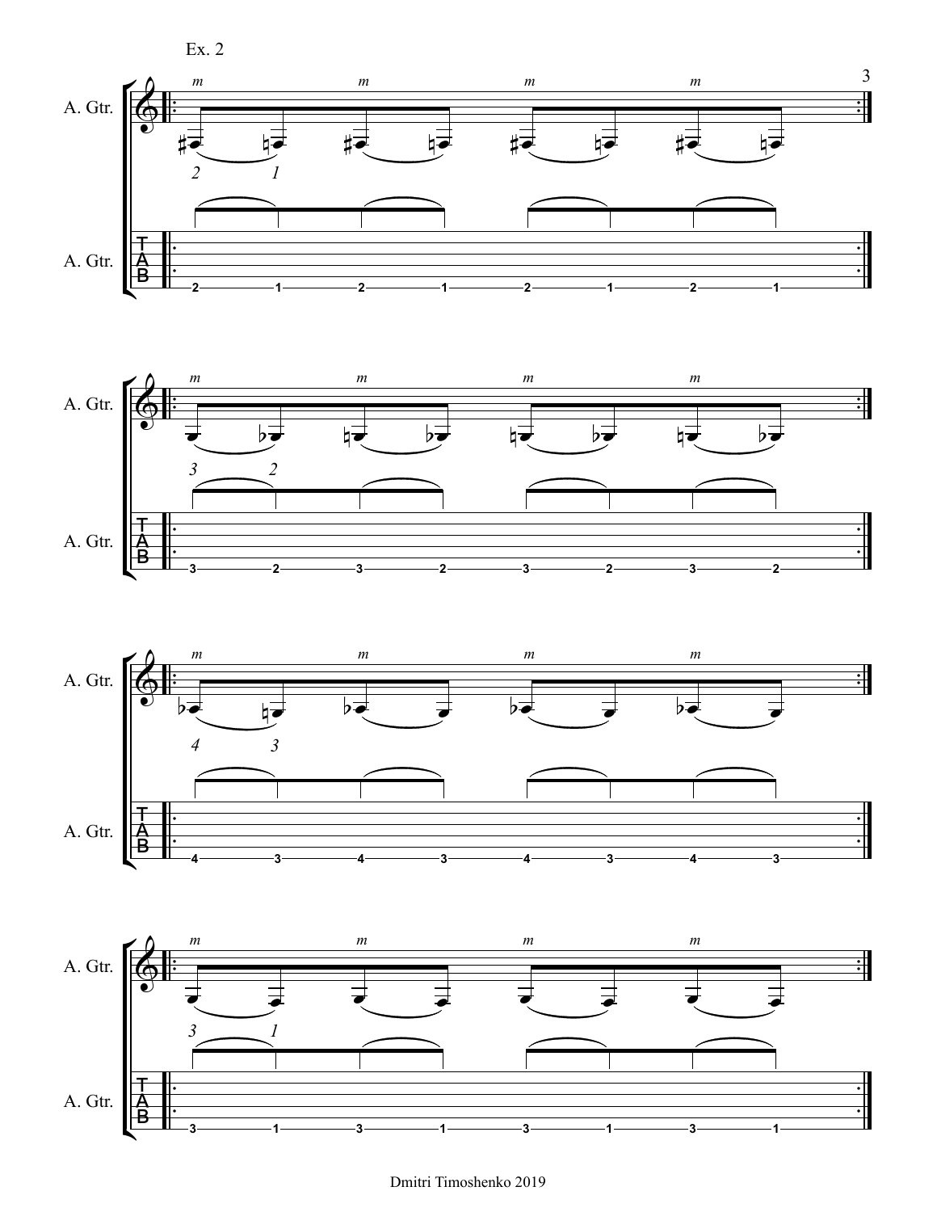Ex. 2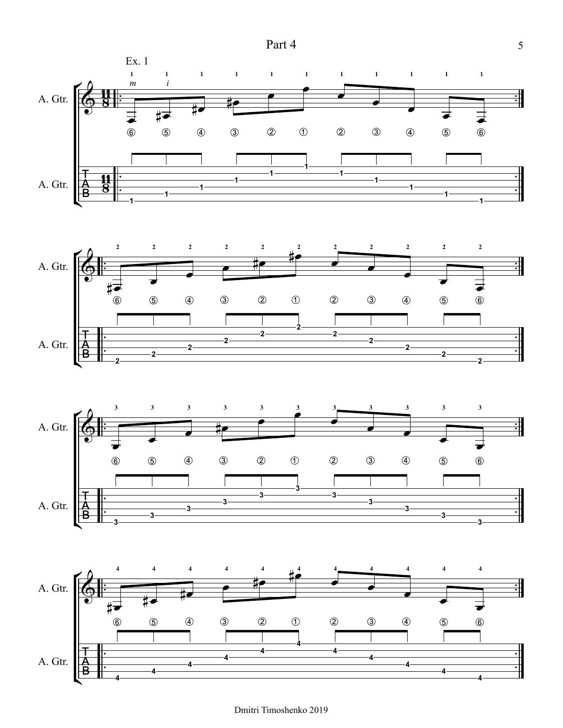# Part 4

Ex. 1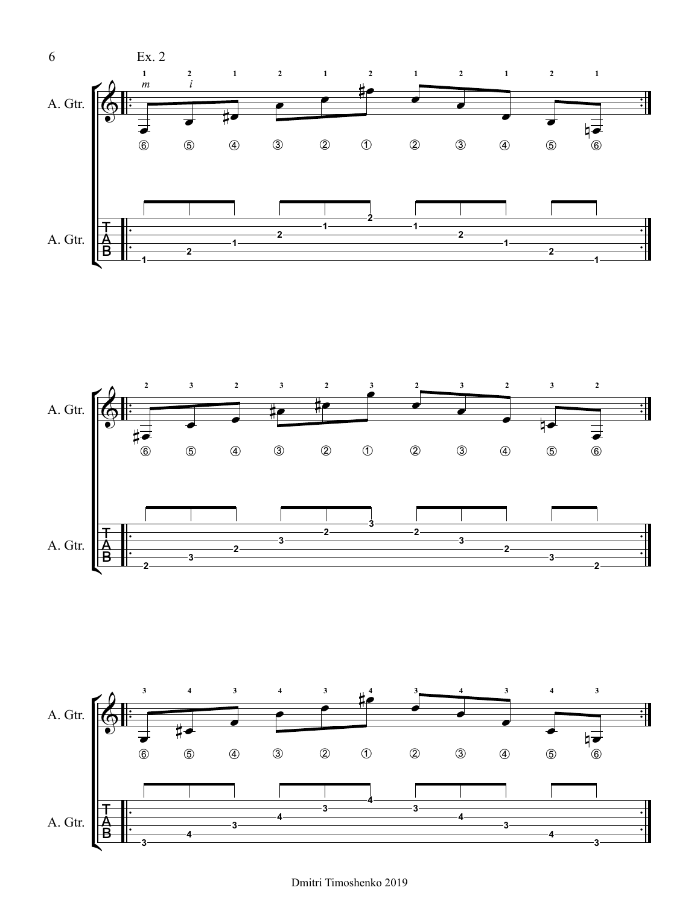Ex. 2